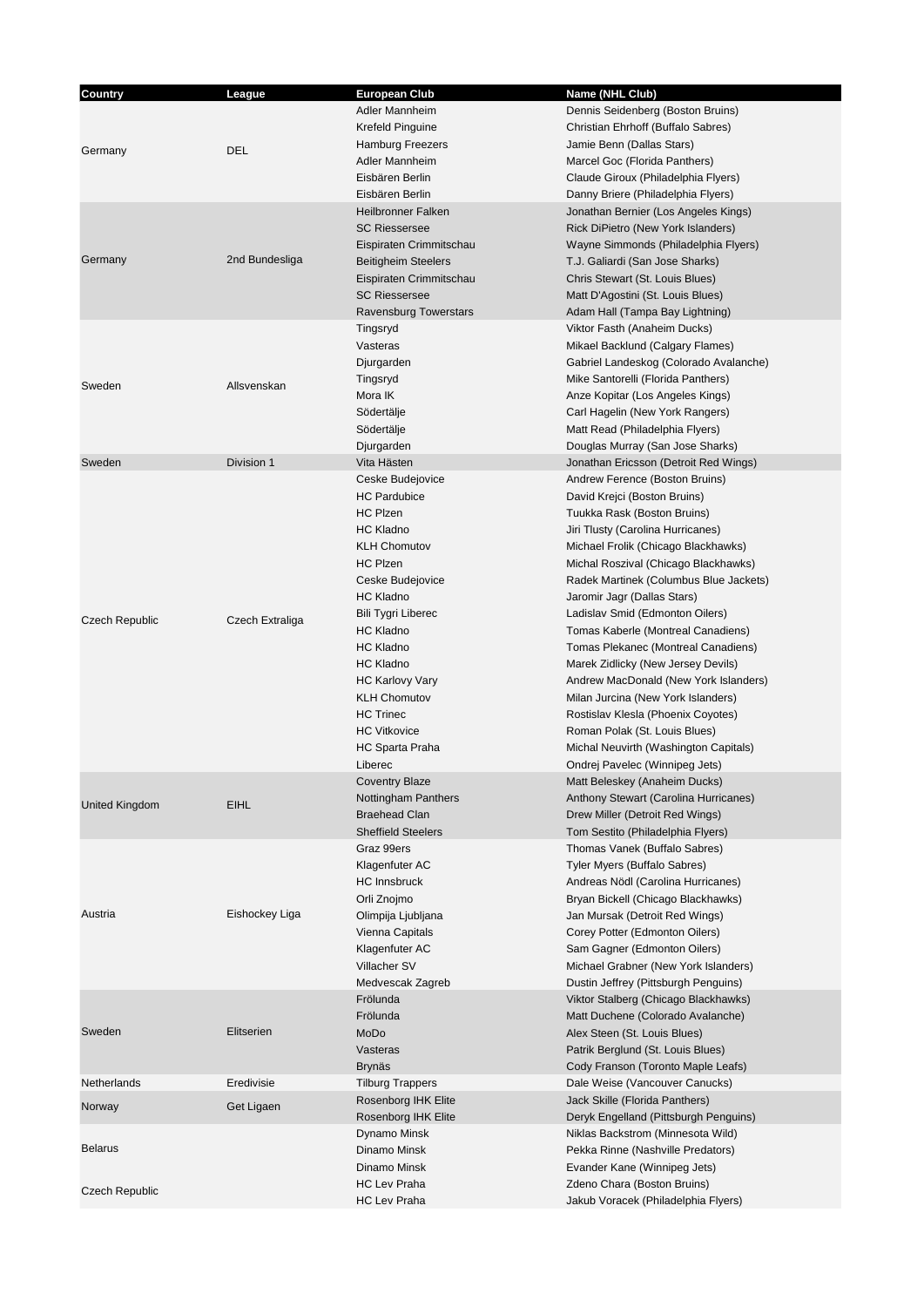| Country | League | European Club | Name (NHL Club) |
| --- | --- | --- | --- |
| Germany | DEL | Adler Mannheim | Dennis Seidenberg (Boston Bruins) |
| | | Krefeld Pinguine | Christian Ehrhoff (Buffalo Sabres) |
| | | Hamburg Freezers | Jamie Benn (Dallas Stars) |
| | | Adler Mannheim | Marcel Goc (Florida Panthers) |
| | | Eisbären Berlin | Claude Giroux (Philadelphia Flyers) |
| | | Eisbären Berlin | Danny Briere (Philadelphia Flyers) |
| Germany | 2nd Bundesliga | Heilbronner Falken | Jonathan Bernier (Los Angeles Kings) |
| | | SC Riessersee | Rick DiPietro (New York Islanders) |
| | | Eispiraten Crimmitschau | Wayne Simmonds (Philadelphia Flyers) |
| | | Beitigheim Steelers | T.J. Galiardi (San Jose Sharks) |
| | | Eispiraten Crimmitschau | Chris Stewart (St. Louis Blues) |
| | | SC Riessersee | Matt D'Agostini (St. Louis Blues) |
| | | Ravensburg Towerstars | Adam Hall (Tampa Bay Lightning) |
| Sweden | Allsvenskan | Tingsryd | Viktor Fasth (Anaheim Ducks) |
| | | Vasteras | Mikael Backlund (Calgary Flames) |
| | | Djurgarden | Gabriel Landeskog (Colorado Avalanche) |
| | | Tingsryd | Mike Santorelli (Florida Panthers) |
| | | Mora IK | Anze Kopitar (Los Angeles Kings) |
| | | Södertälje | Carl Hagelin (New York Rangers) |
| | | Södertälje | Matt Read (Philadelphia Flyers) |
| | | Djurgarden | Douglas Murray (San Jose Sharks) |
| Sweden | Division 1 | Vita Hästen | Jonathan Ericsson (Detroit Red Wings) |
| Czech Republic | Czech Extraliga | Ceske Budejovice | Andrew Ference (Boston Bruins) |
| | | HC Pardubice | David Krejci (Boston Bruins) |
| | | HC Plzen | Tuukka Rask (Boston Bruins) |
| | | HC Kladno | Jiri Tlusty (Carolina Hurricanes) |
| | | KLH Chomutov | Michael Frolik (Chicago Blackhawks) |
| | | HC Plzen | Michal Roszival (Chicago Blackhawks) |
| | | Ceske Budejovice | Radek Martinek (Columbus Blue Jackets) |
| | | HC Kladno | Jaromir Jagr (Dallas Stars) |
| | | Bili Tygri Liberec | Ladislav Smid (Edmonton Oilers) |
| | | HC Kladno | Tomas Kaberle (Montreal Canadiens) |
| | | HC Kladno | Tomas Plekanec (Montreal Canadiens) |
| | | HC Kladno | Marek Zidlicky (New Jersey Devils) |
| | | HC Karlovy Vary | Andrew MacDonald (New York Islanders) |
| | | KLH Chomutov | Milan Jurcina (New York Islanders) |
| | | HC Trinec | Rostislav Klesla (Phoenix Coyotes) |
| | | HC Vitkovice | Roman Polak (St. Louis Blues) |
| | | HC Sparta Praha | Michal Neuvirth (Washington Capitals) |
| | | Liberec | Ondrej Pavelec (Winnipeg Jets) |
| United Kingdom | EIHL | Coventry Blaze | Matt Beleskey (Anaheim Ducks) |
| | | Nottingham Panthers | Anthony Stewart (Carolina Hurricanes) |
| | | Braehead Clan | Drew Miller (Detroit Red Wings) |
| | | Sheffield Steelers | Tom Sestito (Philadelphia Flyers) |
| Austria | Eishockey Liga | Graz 99ers | Thomas Vanek (Buffalo Sabres) |
| | | Klagenfuter AC | Tyler Myers (Buffalo Sabres) |
| | | HC Innsbruck | Andreas Nödl (Carolina Hurricanes) |
| | | Orli Znojmo | Bryan Bickell (Chicago Blackhawks) |
| | | Olimpija Ljubljana | Jan Mursak (Detroit Red Wings) |
| | | Vienna Capitals | Corey Potter (Edmonton Oilers) |
| | | Klagenfuter AC | Sam Gagner (Edmonton Oilers) |
| | | Villacher SV | Michael Grabner (New York Islanders) |
| | | Medvescak Zagreb | Dustin Jeffrey (Pittsburgh Penguins) |
| Sweden | Elitserien | Frölunda | Viktor Stalberg (Chicago Blackhawks) |
| | | Frölunda | Matt Duchene (Colorado Avalanche) |
| | | MoDo | Alex Steen (St. Louis Blues) |
| | | Vasteras | Patrik Berglund (St. Louis Blues) |
| | | Brynäs | Cody Franson (Toronto Maple Leafs) |
| Netherlands | Eredivisie | Tilburg Trappers | Dale Weise (Vancouver Canucks) |
| Norway | Get Ligaen | Rosenborg IHK Elite | Jack Skille (Florida Panthers) |
| | | Rosenborg IHK Elite | Deryk Engelland (Pittsburgh Penguins) |
| Belarus | | Dynamo Minsk | Niklas Backstrom (Minnesota Wild) |
| | | Dinamo Minsk | Pekka Rinne (Nashville Predators) |
| | | Dinamo Minsk | Evander Kane (Winnipeg Jets) |
| Czech Republic | | HC Lev Praha | Zdeno Chara (Boston Bruins) |
| | | HC Lev Praha | Jakub Voracek (Philadelphia Flyers) |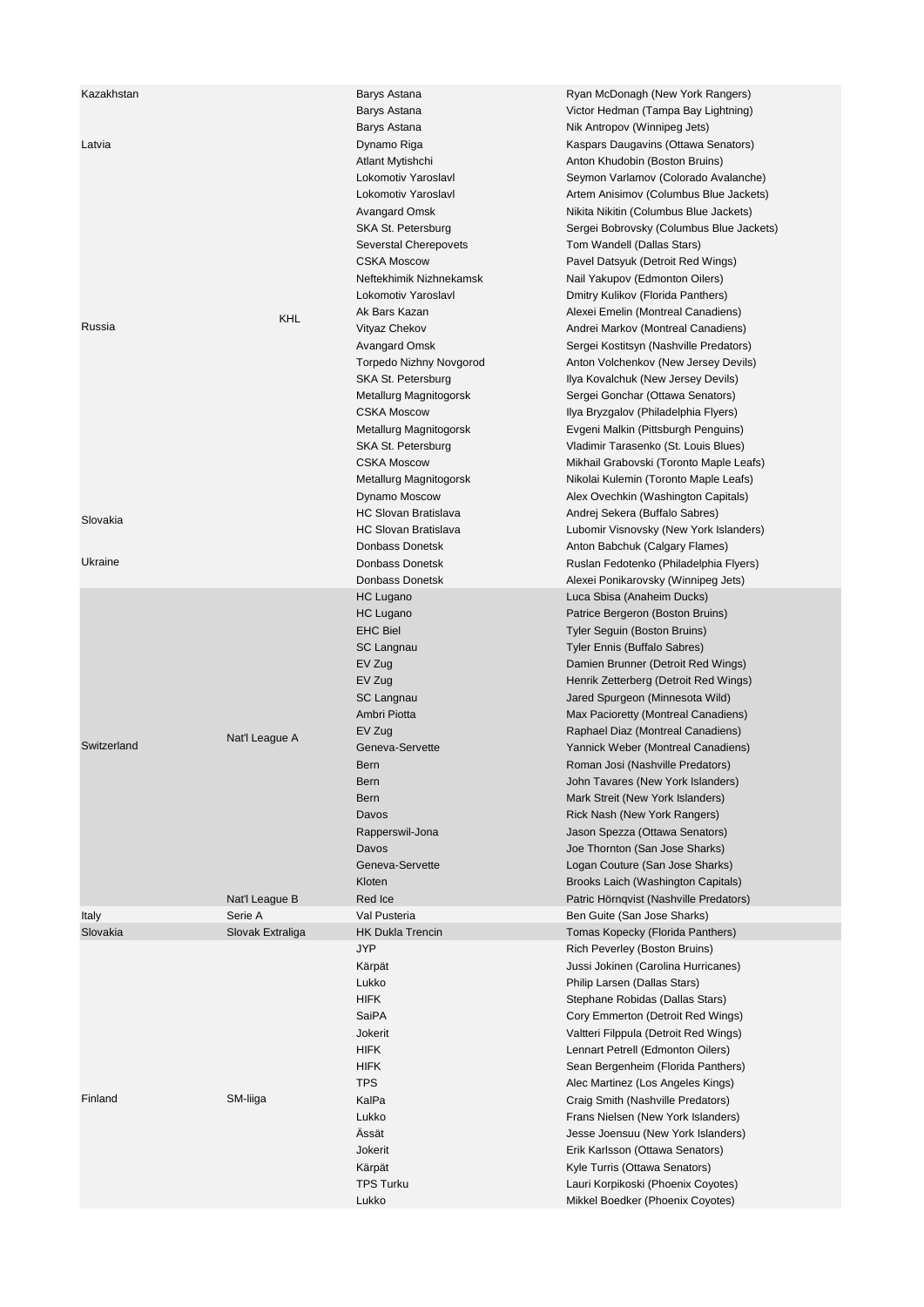| | | | |
|---|---|---|---|
| Kazakhstan | KHL | Barys Astana | Ryan McDonagh (New York Rangers) |
| | | Barys Astana | Victor Hedman (Tampa Bay Lightning) |
| | | Barys Astana | Nik Antropov (Winnipeg Jets) |
| Latvia | | Dynamo Riga | Kaspars Daugavins (Ottawa Senators) |
| Russia | | Atlant Mytishchi | Anton Khudobin (Boston Bruins) |
| | | Lokomotiv Yaroslavl | Seymon Varlamov (Colorado Avalanche) |
| | | Lokomotiv Yaroslavl | Artem Anisimov (Columbus Blue Jackets) |
| | | Avangard Omsk | Nikita Nikitin (Columbus Blue Jackets) |
| | | SKA St. Petersburg | Sergei Bobrovsky (Columbus Blue Jackets) |
| | | Severstal Cherepovets | Tom Wandell (Dallas Stars) |
| | | CSKA Moscow | Pavel Datsyuk (Detroit Red Wings) |
| | | Neftekhimik Nizhnekamsk | Nail Yakupov (Edmonton Oilers) |
| | | Lokomotiv Yaroslavl | Dmitry Kulikov (Florida Panthers) |
| | | Ak Bars Kazan | Alexei Emelin (Montreal Canadiens) |
| | | Vityaz Chekov | Andrei Markov (Montreal Canadiens) |
| | | Avangard Omsk | Sergei Kostitsyn (Nashville Predators) |
| | | Torpedo Nizhny Novgorod | Anton Volchenkov (New Jersey Devils) |
| | | SKA St. Petersburg | Ilya Kovalchuk (New Jersey Devils) |
| | | Metallurg Magnitogorsk | Sergei Gonchar (Ottawa Senators) |
| | | CSKA Moscow | Ilya Bryzgalov (Philadelphia Flyers) |
| | | Metallurg Magnitogorsk | Evgeni Malkin (Pittsburgh Penguins) |
| | | SKA St. Petersburg | Vladimir Tarasenko (St. Louis Blues) |
| | | CSKA Moscow | Mikhail Grabovski (Toronto Maple Leafs) |
| | | Metallurg Magnitogorsk | Nikolai Kulemin (Toronto Maple Leafs) |
| | | Dynamo Moscow | Alex Ovechkin (Washington Capitals) |
| Slovakia | | HC Slovan Bratislava | Andrej Sekera (Buffalo Sabres) |
| | | HC Slovan Bratislava | Lubomir Visnovsky (New York Islanders) |
| Ukraine | | Donbass Donetsk | Anton Babchuk (Calgary Flames) |
| | | Donbass Donetsk | Ruslan Fedotenko (Philadelphia Flyers) |
| | | Donbass Donetsk | Alexei Ponikarovsky (Winnipeg Jets) |
| Switzerland | Nat'l League A | HC Lugano | Luca Sbisa (Anaheim Ducks) |
| | | HC Lugano | Patrice Bergeron (Boston Bruins) |
| | | EHC Biel | Tyler Seguin (Boston Bruins) |
| | | SC Langnau | Tyler Ennis (Buffalo Sabres) |
| | | EV Zug | Damien Brunner (Detroit Red Wings) |
| | | EV Zug | Henrik Zetterberg (Detroit Red Wings) |
| | | SC Langnau | Jared Spurgeon (Minnesota Wild) |
| | | Ambri Piotta | Max Pacioretty (Montreal Canadiens) |
| | | EV Zug | Raphael Diaz (Montreal Canadiens) |
| | | Geneva-Servette | Yannick Weber (Montreal Canadiens) |
| | | Bern | Roman Josi (Nashville Predators) |
| | | Bern | John Tavares (New York Islanders) |
| | | Bern | Mark Streit (New York Islanders) |
| | | Davos | Rick Nash (New York Rangers) |
| | | Rapperswil-Jona | Jason Spezza (Ottawa Senators) |
| | | Davos | Joe Thornton (San Jose Sharks) |
| | | Geneva-Servette | Logan Couture (San Jose Sharks) |
| | | Kloten | Brooks Laich (Washington Capitals) |
| | Nat'l League B | Red Ice | Patric Hörnqvist (Nashville Predators) |
| Italy | Serie A | Val Pusteria | Ben Guite (San Jose Sharks) |
| Slovakia | Slovak Extraliga | HK Dukla Trencin | Tomas Kopecky (Florida Panthers) |
| Finland | SM-liiga | JYP | Rich Peverley (Boston Bruins) |
| | | Kärpät | Jussi Jokinen (Carolina Hurricanes) |
| | | Lukko | Philip Larsen (Dallas Stars) |
| | | HIFK | Stephane Robidas (Dallas Stars) |
| | | SaiPA | Cory Emmerton (Detroit Red Wings) |
| | | Jokerit | Valtteri Filppula (Detroit Red Wings) |
| | | HIFK | Lennart Petrell (Edmonton Oilers) |
| | | HIFK | Sean Bergenheim (Florida Panthers) |
| | | TPS | Alec Martinez (Los Angeles Kings) |
| | | KalPa | Craig Smith (Nashville Predators) |
| | | Lukko | Frans Nielsen (New York Islanders) |
| | | Ässät | Jesse Joensuu (New York Islanders) |
| | | Jokerit | Erik Karlsson (Ottawa Senators) |
| | | Kärpät | Kyle Turris (Ottawa Senators) |
| | | TPS Turku | Lauri Korpikoski (Phoenix Coyotes) |
| | | Lukko | Mikkel Boedker (Phoenix Coyotes) |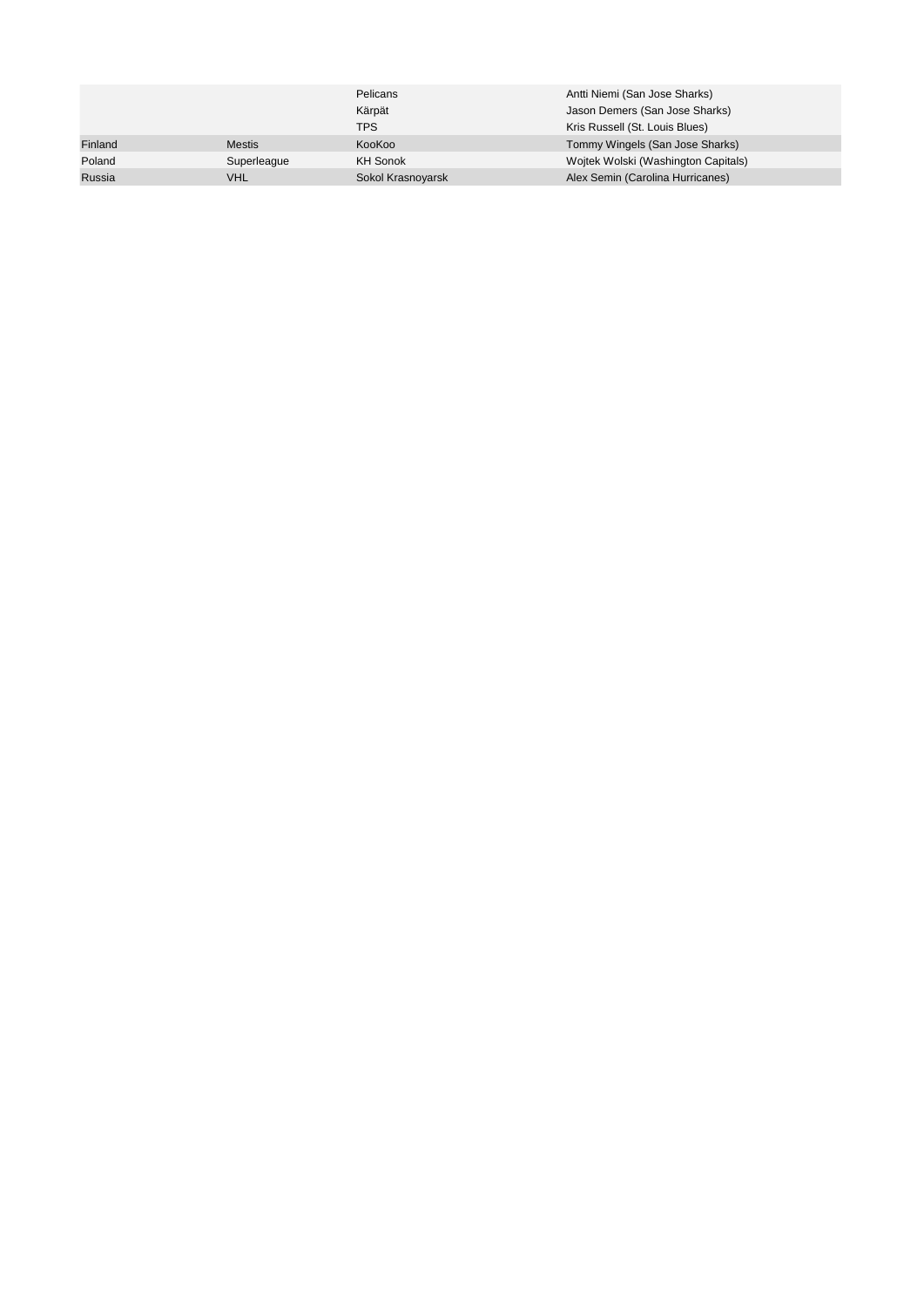| | | | |
|---|---|---|---|
| | | Pelicans | Antti Niemi (San Jose Sharks) |
| | | Kärpät | Jason Demers (San Jose Sharks) |
| | | TPS | Kris Russell (St. Louis Blues) |
| Finland | Mestis | KooKoo | Tommy Wingels (San Jose Sharks) |
| Poland | Superleague | KH Sonok | Wojtek Wolski (Washington Capitals) |
| Russia | VHL | Sokol Krasnoyarsk | Alex Semin (Carolina Hurricanes) |